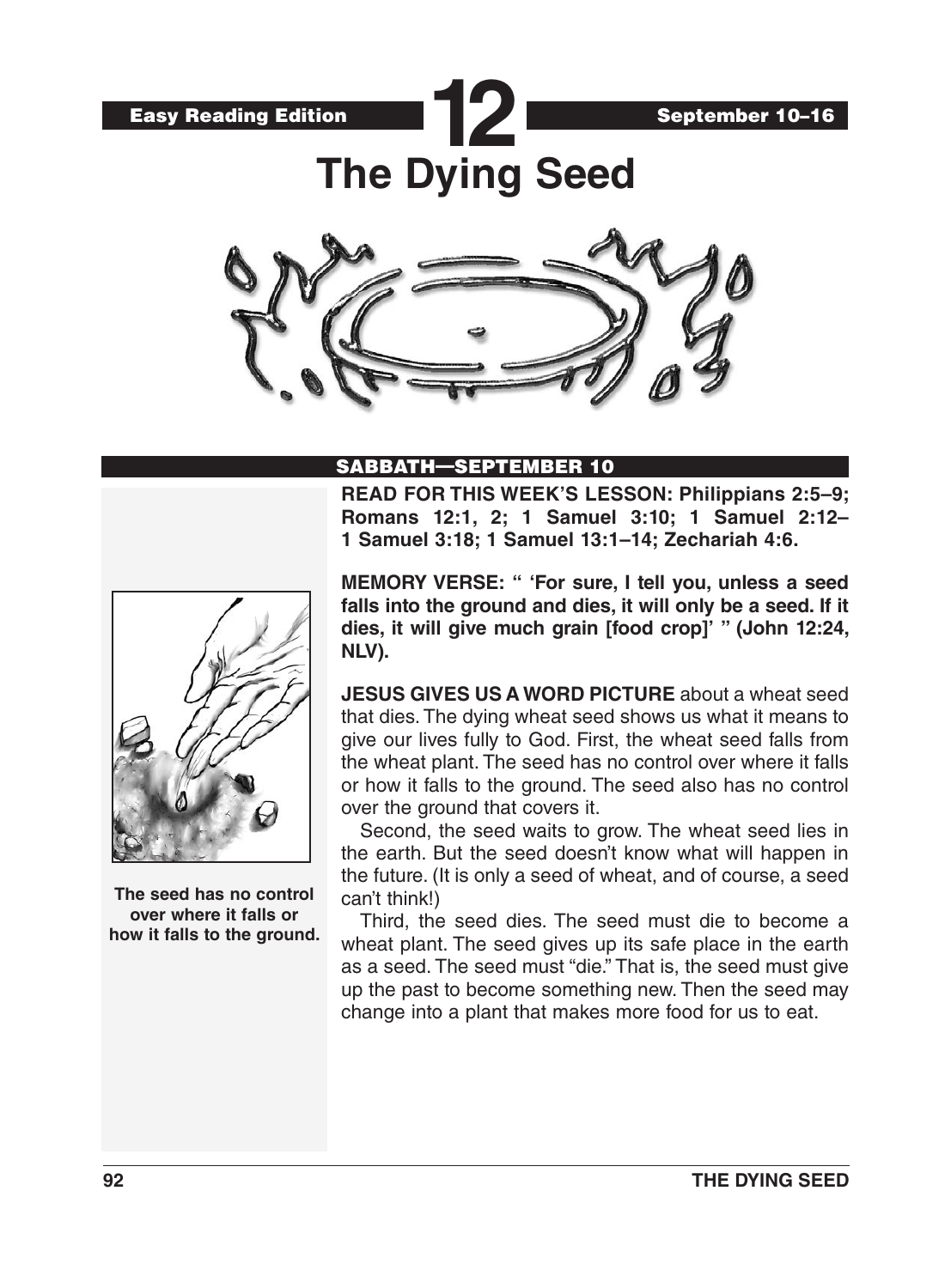Easy Reading Edition

# 12

September 10–16

# The Dying Seed

## SABBATH—SEPTEMBER 10

**READ FOR THIS WEEK'S LESSON: Philippians 2:5–9; Romans 12:1, 2; 1 Samuel 3:10; 1 Samuel 2:12–1 Samuel 3:18; 1 Samuel 13:1–14; Zechariah 4:6.**

**MEMORY VERSE: " 'For sure, I tell you, unless a seed falls into the ground and dies, it will only be a seed. If it dies, it will give much grain [food crop]' " (John 12:24, NLV).**

**JESUS GIVES US A WORD PICTURE** about a wheat seed that dies. The dying wheat seed shows us what it means to give our lives fully to God. First, the wheat seed falls from the wheat plant. The seed has no control over where it falls or how it falls to the ground. The seed also has no control over the ground that covers it.

Second, the seed waits to grow. The wheat seed lies in the earth. But the seed doesn't know what will happen in the future. (It is only a seed of wheat, and of course, a seed can't think!)

Third, the seed dies. The seed must die to become a wheat plant. The seed gives up its safe place in the earth as a seed. The seed must "die." That is, the seed must give up the past to become something new. Then the seed may change into a plant that makes more food for us to eat.

**The seed has no control over where it falls or how it falls to the ground.**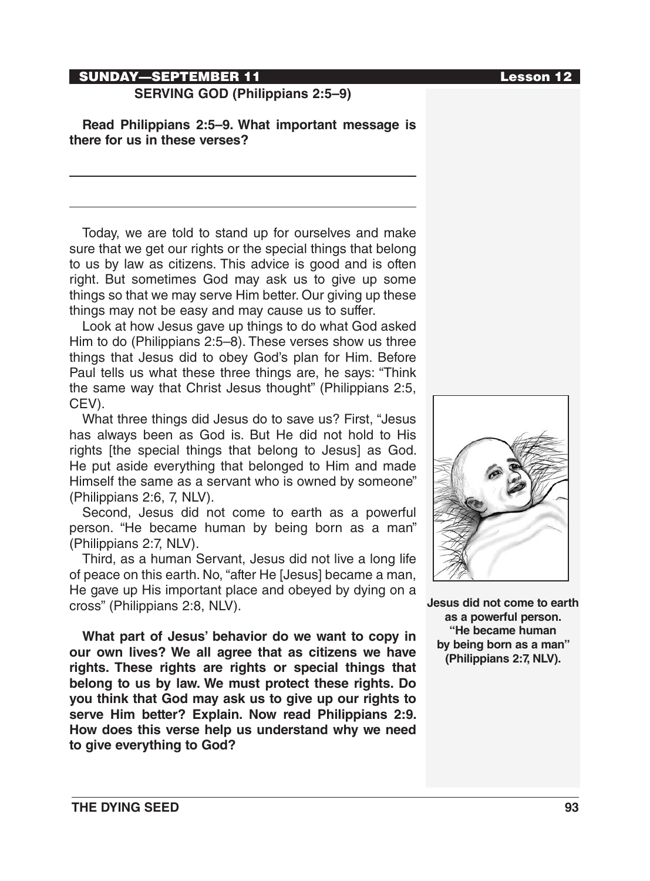**SUNDAY—SEPTEMBER 11**

## SERVING GOD (Philippians 2:5–9)

**Read Philippians 2:5–9. What important message is there for us in these verses?**

Today, we are told to stand up for ourselves and make sure that we get our rights or the special things that belong to us by law as citizens. This advice is good and is often right. But sometimes God may ask us to give up some things so that we may serve Him better. Our giving up these things may not be easy and may cause us to suffer.

Look at how Jesus gave up things to do what God asked Him to do (Philippians 2:5–8). These verses show us three things that Jesus did to obey God's plan for Him. Before Paul tells us what these three things are, he says: "Think the same way that Christ Jesus thought" (Philippians 2:5, CEV).

What three things did Jesus do to save us? First, "Jesus has always been as God is. But He did not hold to His rights [the special things that belong to Jesus] as God. He put aside everything that belonged to Him and made Himself the same as a servant who is owned by someone" (Philippians 2:6, 7, NLV).

Second, Jesus did not come to earth as a powerful person. "He became human by being born as a man" (Philippians 2:7, NLV).

Third, as a human Servant, Jesus did not live a long life of peace on this earth. No, "after He [Jesus] became a man, He gave up His important place and obeyed by dying on a cross" (Philippians 2:8, NLV).

**Jesus did not come to earth as a powerful person. "He became human by being born as a man" (Philippians 2:7, NLV).**

**What part of Jesus' behavior do we want to copy in our own lives? We all agree that as citizens we have rights. These rights are rights or special things that belong to us by law. We must protect these rights. Do you think that God may ask us to give up our rights to serve Him better? Explain. Now read Philippians 2:9. How does this verse help us understand why we need to give everything to God?**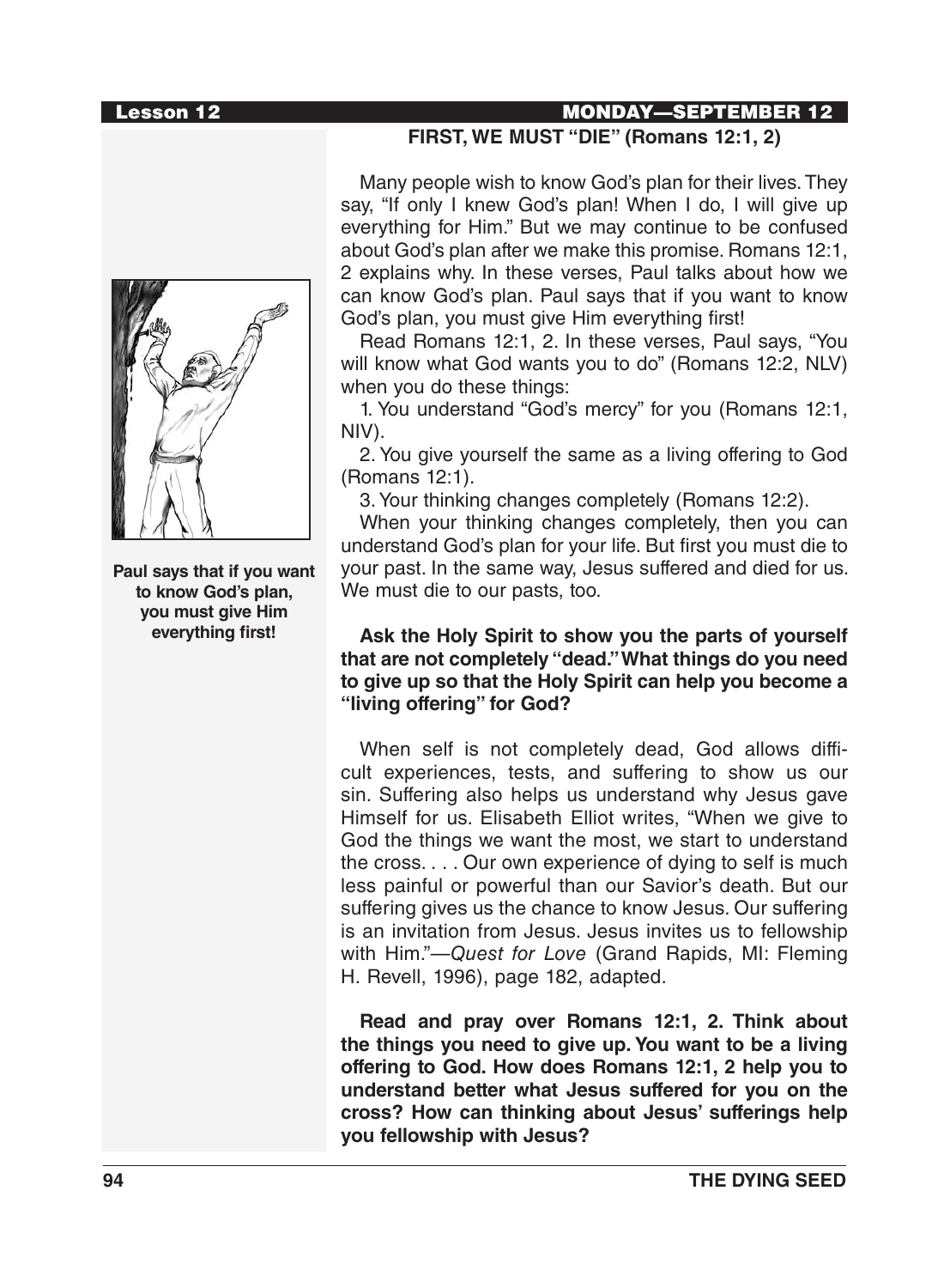## Lesson 12 — MONDAY—SEPTEMBER 12

### FIRST, WE MUST "DIE" (Romans 12:1, 2)

Many people wish to know God's plan for their lives. They say, "If only I knew God's plan! When I do, I will give up everything for Him." But we may continue to be confused about God's plan after we make this promise. Romans 12:1, 2 explains why. In these verses, Paul talks about how we can know God's plan. Paul says that if you want to know God's plan, you must give Him everything first!

Read Romans 12:1, 2. In these verses, Paul says, "You will know what God wants you to do" (Romans 12:2, NLV) when you do these things:

1. You understand "God's mercy" for you (Romans 12:1, NIV).
2. You give yourself the same as a living offering to God (Romans 12:1).
3. Your thinking changes completely (Romans 12:2).

When your thinking changes completely, then you can understand God's plan for your life. But first you must die to your past. In the same way, Jesus suffered and died for us. We must die to our pasts, too.

**Paul says that if you want to know God's plan, you must give Him everything first!**

**Ask the Holy Spirit to show you the parts of yourself that are not completely "dead." What things do you need to give up so that the Holy Spirit can help you become a "living offering" for God?**

When self is not completely dead, God allows difficult experiences, tests, and suffering to show us our sin. Suffering also helps us understand why Jesus gave Himself for us. Elisabeth Elliot writes, "When we give to God the things we want the most, we start to understand the cross. . . . Our own experience of dying to self is much less painful or powerful than our Savior's death. But our suffering gives us the chance to know Jesus. Our suffering is an invitation from Jesus. Jesus invites us to fellowship with Him."—*Quest for Love* (Grand Rapids, MI: Fleming H. Revell, 1996), page 182, adapted.

**Read and pray over Romans 12:1, 2. Think about the things you need to give up. You want to be a living offering to God. How does Romans 12:1, 2 help you to understand better what Jesus suffered for you on the cross? How can thinking about Jesus' sufferings help you fellowship with Jesus?**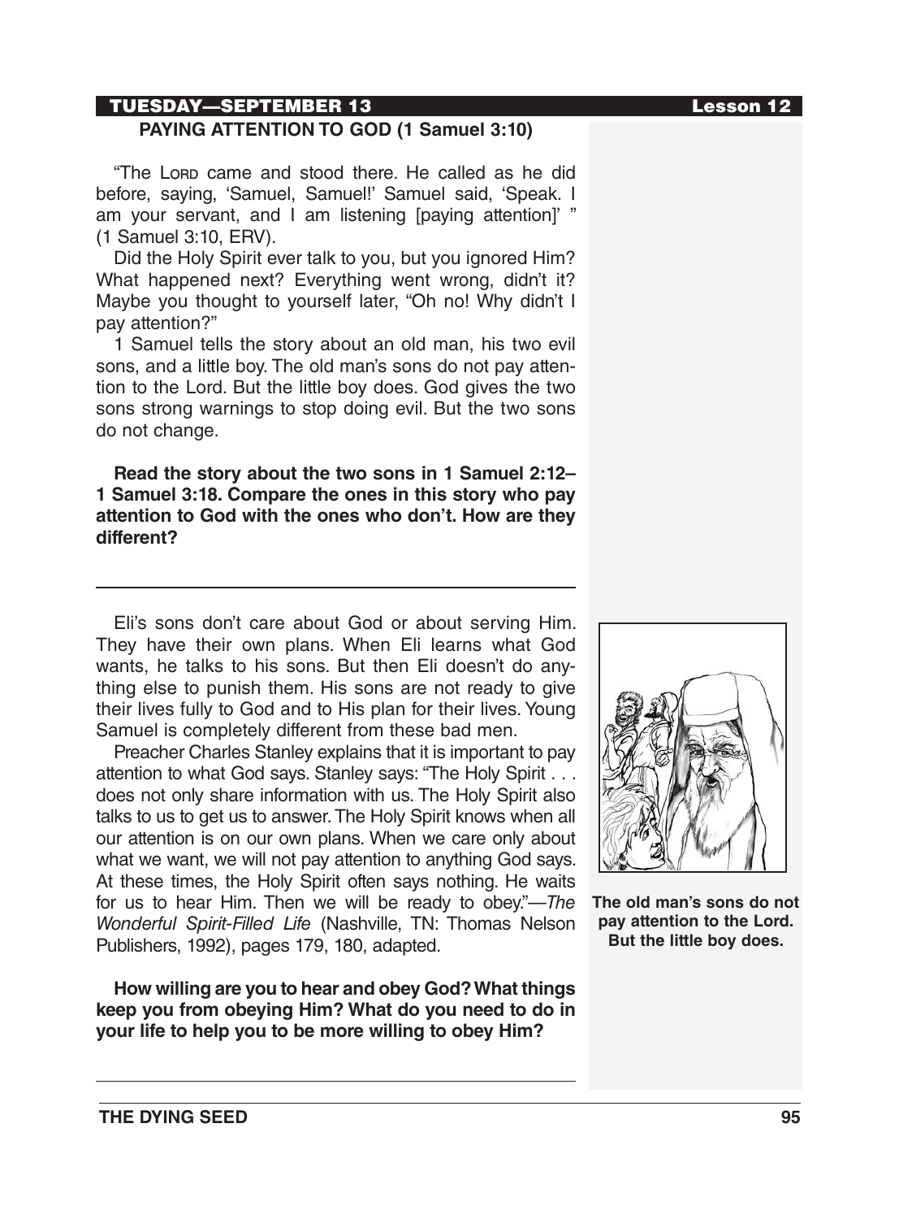TUESDAY—SEPTEMBER 13

## PAYING ATTENTION TO GOD (1 Samuel 3:10)

"The LORD came and stood there. He called as he did before, saying, 'Samuel, Samuel!' Samuel said, 'Speak. I am your servant, and I am listening [paying attention]' " (1 Samuel 3:10, ERV).

Did the Holy Spirit ever talk to you, but you ignored Him? What happened next? Everything went wrong, didn't it? Maybe you thought to yourself later, "Oh no! Why didn't I pay attention?"

1 Samuel tells the story about an old man, his two evil sons, and a little boy. The old man's sons do not pay attention to the Lord. But the little boy does. God gives the two sons strong warnings to stop doing evil. But the two sons do not change.

**Read the story about the two sons in 1 Samuel 2:12–1 Samuel 3:18. Compare the ones in this story who pay attention to God with the ones who don't. How are they different?**

---

Eli's sons don't care about God or about serving Him. They have their own plans. When Eli learns what God wants, he talks to his sons. But then Eli doesn't do anything else to punish them. His sons are not ready to give their lives fully to God and to His plan for their lives. Young Samuel is completely different from these bad men.

Preacher Charles Stanley explains that it is important to pay attention to what God says. Stanley says: "The Holy Spirit . . . does not only share information with us. The Holy Spirit also talks to us to get us to answer. The Holy Spirit knows when all our attention is on our own plans. When we care only about what we want, we will not pay attention to anything God says. At these times, the Holy Spirit often says nothing. He waits for us to hear Him. Then we will be ready to obey."—*The Wonderful Spirit-Filled Life* (Nashville, TN: Thomas Nelson Publishers, 1992), pages 179, 180, adapted.

**The old man's sons do not pay attention to the Lord. But the little boy does.**

**How willing are you to hear and obey God? What things keep you from obeying Him? What do you need to do in your life to help you to be more willing to obey Him?**

---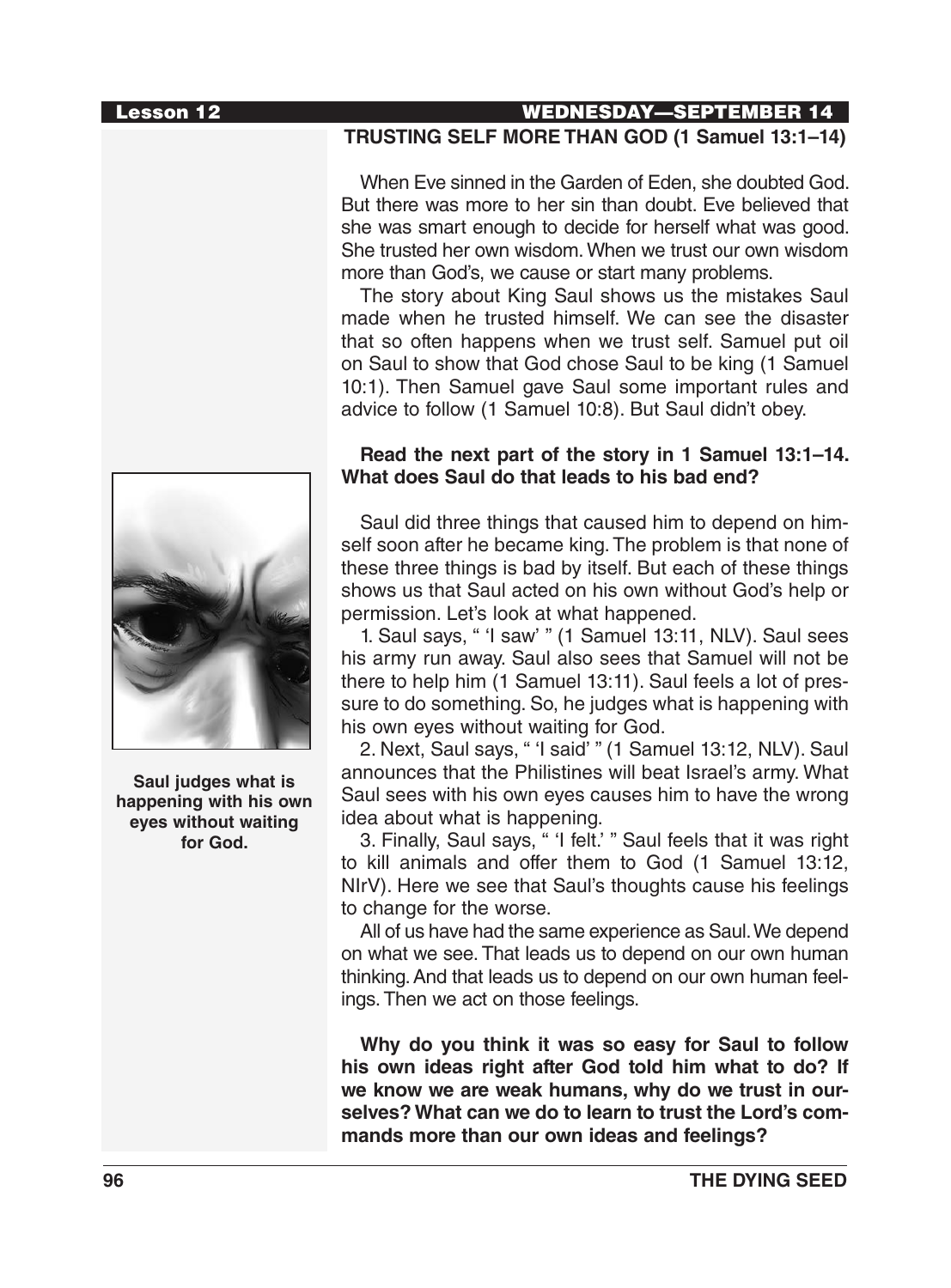Lesson 12 WEDNESDAY—SEPTEMBER 14

## TRUSTING SELF MORE THAN GOD (1 Samuel 13:1–14)

When Eve sinned in the Garden of Eden, she doubted God. But there was more to her sin than doubt. Eve believed that she was smart enough to decide for herself what was good. She trusted her own wisdom. When we trust our own wisdom more than God's, we cause or start many problems.

The story about King Saul shows us the mistakes Saul made when he trusted himself. We can see the disaster that so often happens when we trust self. Samuel put oil on Saul to show that God chose Saul to be king (1 Samuel 10:1). Then Samuel gave Saul some important rules and advice to follow (1 Samuel 10:8). But Saul didn't obey.

**Read the next part of the story in 1 Samuel 13:1–14. What does Saul do that leads to his bad end?**

Saul did three things that caused him to depend on himself soon after he became king. The problem is that none of these three things is bad by itself. But each of these things shows us that Saul acted on his own without God's help or permission. Let's look at what happened.

1. Saul says, " 'I saw' " (1 Samuel 13:11, NLV). Saul sees his army run away. Saul also sees that Samuel will not be there to help him (1 Samuel 13:11). Saul feels a lot of pressure to do something. So, he judges what is happening with his own eyes without waiting for God.
2. Next, Saul says, " 'I said' " (1 Samuel 13:12, NLV). Saul announces that the Philistines will beat Israel's army. What Saul sees with his own eyes causes him to have the wrong idea about what is happening.
3. Finally, Saul says, " 'I felt.' " Saul feels that it was right to kill animals and offer them to God (1 Samuel 13:12, NIrV). Here we see that Saul's thoughts cause his feelings to change for the worse.

All of us have had the same experience as Saul. We depend on what we see. That leads us to depend on our own human thinking. And that leads us to depend on our own human feelings. Then we act on those feelings.

**Why do you think it was so easy for Saul to follow his own ideas right after God told him what to do? If we know we are weak humans, why do we trust in ourselves? What can we do to learn to trust the Lord's commands more than our own ideas and feelings?**

**Saul judges what is happening with his own eyes without waiting for God.**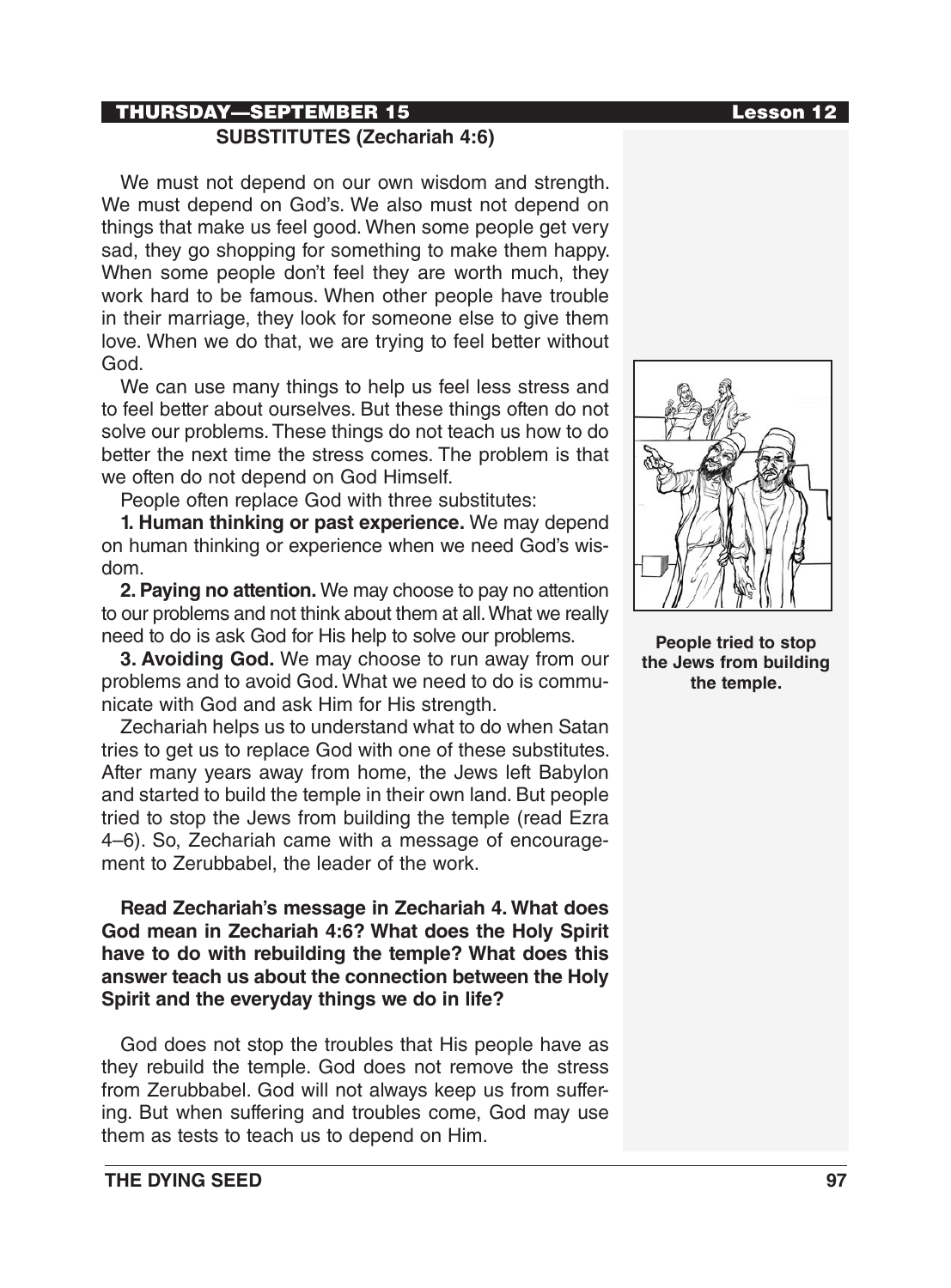**THURSDAY—SEPTEMBER 15**

## SUBSTITUTES (Zechariah 4:6)

We must not depend on our own wisdom and strength. We must depend on God's. We also must not depend on things that make us feel good. When some people get very sad, they go shopping for something to make them happy. When some people don't feel they are worth much, they work hard to be famous. When other people have trouble in their marriage, they look for someone else to give them love. When we do that, we are trying to feel better without God.

We can use many things to help us feel less stress and to feel better about ourselves. But these things often do not solve our problems. These things do not teach us how to do better the next time the stress comes. The problem is that we often do not depend on God Himself.

People often replace God with three substitutes:

**1. Human thinking or past experience.** We may depend on human thinking or experience when we need God's wisdom.

**2. Paying no attention.** We may choose to pay no attention to our problems and not think about them at all. What we really need to do is ask God for His help to solve our problems.

**3. Avoiding God.** We may choose to run away from our problems and to avoid God. What we need to do is communicate with God and ask Him for His strength.

Zechariah helps us to understand what to do when Satan tries to get us to replace God with one of these substitutes. After many years away from home, the Jews left Babylon and started to build the temple in their own land. But people tried to stop the Jews from building the temple (read Ezra 4–6). So, Zechariah came with a message of encouragement to Zerubbabel, the leader of the work.

**People tried to stop the Jews from building the temple.**

**Read Zechariah's message in Zechariah 4. What does God mean in Zechariah 4:6? What does the Holy Spirit have to do with rebuilding the temple? What does this answer teach us about the connection between the Holy Spirit and the everyday things we do in life?**

God does not stop the troubles that His people have as they rebuild the temple. God does not remove the stress from Zerubbabel. God will not always keep us from suffering. But when suffering and troubles come, God may use them as tests to teach us to depend on Him.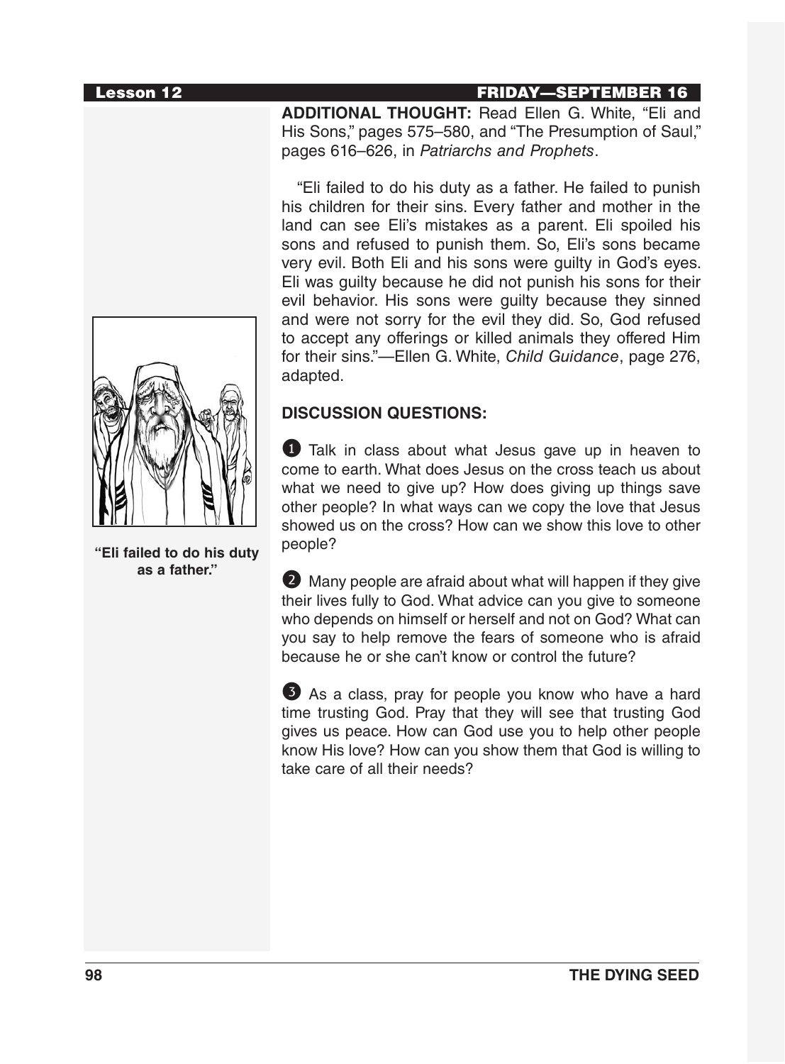**ADDITIONAL THOUGHT:** Read Ellen G. White, "Eli and His Sons," pages 575–580, and "The Presumption of Saul," pages 616–626, in *Patriarchs and Prophets*.

"Eli failed to do his duty as a father. He failed to punish his children for their sins. Every father and mother in the land can see Eli's mistakes as a parent. Eli spoiled his sons and refused to punish them. So, Eli's sons became very evil. Both Eli and his sons were guilty in God's eyes. Eli was guilty because he did not punish his sons for their evil behavior. His sons were guilty because they sinned and were not sorry for the evil they did. So, God refused to accept any offerings or killed animals they offered Him for their sins."—Ellen G. White, *Child Guidance*, page 276, adapted.

**"Eli failed to do his duty as a father."**

**DISCUSSION QUESTIONS:**

1. Talk in class about what Jesus gave up in heaven to come to earth. What does Jesus on the cross teach us about what we need to give up? How does giving up things save other people? In what ways can we copy the love that Jesus showed us on the cross? How can we show this love to other people?

2. Many people are afraid about what will happen if they give their lives fully to God. What advice can you give to someone who depends on himself or herself and not on God? What can you say to help remove the fears of someone who is afraid because he or she can't know or control the future?

3. As a class, pray for people you know who have a hard time trusting God. Pray that they will see that trusting God gives us peace. How can God use you to help other people know His love? How can you show them that God is willing to take care of all their needs?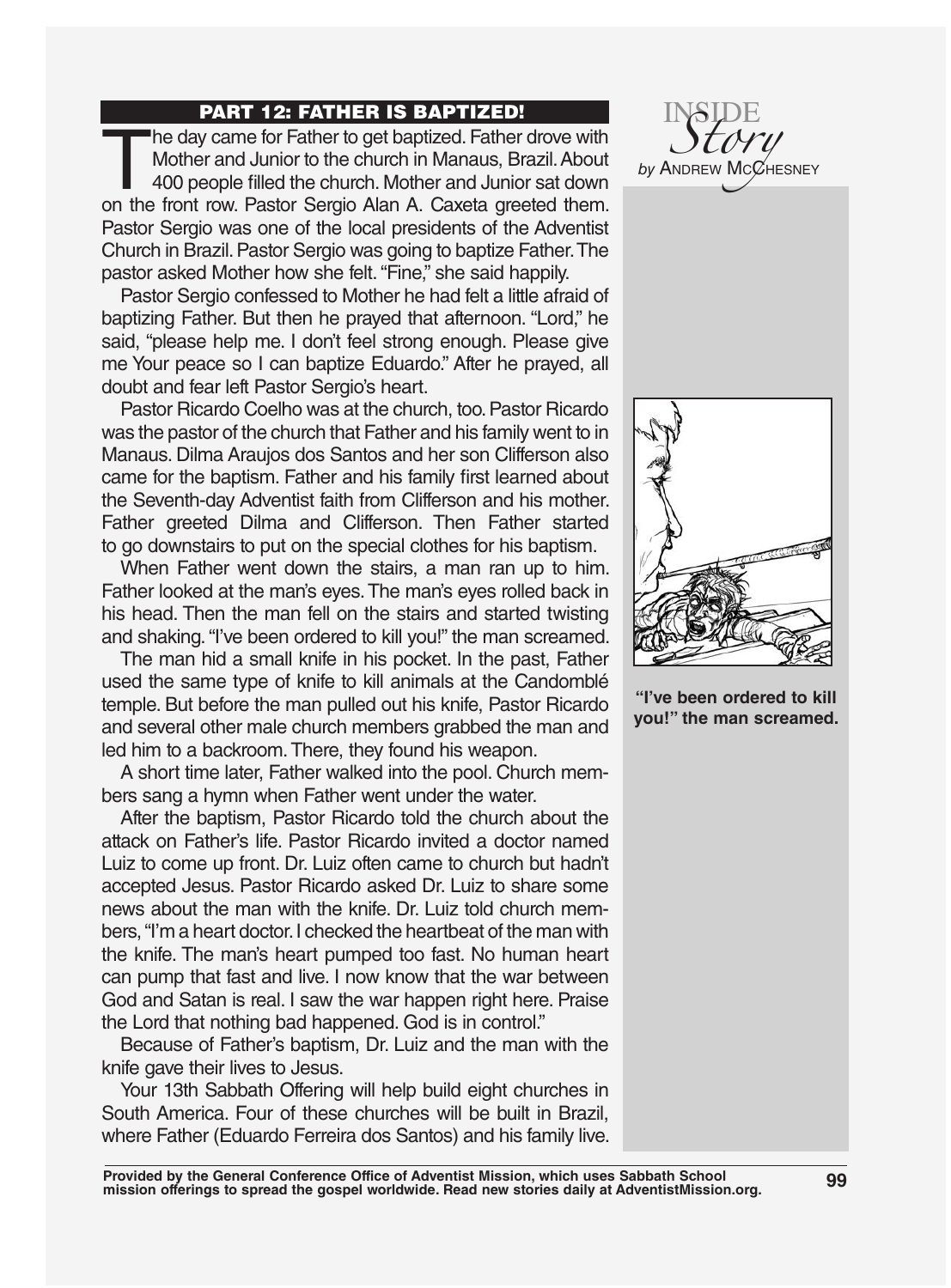## PART 12: FATHER IS BAPTIZED!

INSIDE *Story* by ANDREW MCCHESNEY

The day came for Father to get baptized. Father drove with Mother and Junior to the church in Manaus, Brazil. About 400 people filled the church. Mother and Junior sat down on the front row. Pastor Sergio Alan A. Caxeta greeted them. Pastor Sergio was one of the local presidents of the Adventist Church in Brazil. Pastor Sergio was going to baptize Father. The pastor asked Mother how she felt. "Fine," she said happily.

Pastor Sergio confessed to Mother he had felt a little afraid of baptizing Father. But then he prayed that afternoon. "Lord," he said, "please help me. I don't feel strong enough. Please give me Your peace so I can baptize Eduardo." After he prayed, all doubt and fear left Pastor Sergio's heart.

Pastor Ricardo Coelho was at the church, too. Pastor Ricardo was the pastor of the church that Father and his family went to in Manaus. Dilma Araujos dos Santos and her son Clifferson also came for the baptism. Father and his family first learned about the Seventh-day Adventist faith from Clifferson and his mother. Father greeted Dilma and Clifferson. Then Father started to go downstairs to put on the special clothes for his baptism.

When Father went down the stairs, a man ran up to him. Father looked at the man's eyes. The man's eyes rolled back in his head. Then the man fell on the stairs and started twisting and shaking. "I've been ordered to kill you!" the man screamed.

The man hid a small knife in his pocket. In the past, Father used the same type of knife to kill animals at the Candomblé temple. But before the man pulled out his knife, Pastor Ricardo and several other male church members grabbed the man and led him to a backroom. There, they found his weapon.

A short time later, Father walked into the pool. Church members sang a hymn when Father went under the water.

After the baptism, Pastor Ricardo told the church about the attack on Father's life. Pastor Ricardo invited a doctor named Luiz to come up front. Dr. Luiz often came to church but hadn't accepted Jesus. Pastor Ricardo asked Dr. Luiz to share some news about the man with the knife. Dr. Luiz told church members, "I'm a heart doctor. I checked the heartbeat of the man with the knife. The man's heart pumped too fast. No human heart can pump that fast and live. I now know that the war between God and Satan is real. I saw the war happen right here. Praise the Lord that nothing bad happened. God is in control."

Because of Father's baptism, Dr. Luiz and the man with the knife gave their lives to Jesus.

Your 13th Sabbath Offering will help build eight churches in South America. Four of these churches will be built in Brazil, where Father (Eduardo Ferreira dos Santos) and his family live.

**"I've been ordered to kill you!" the man screamed.**

**Provided by the General Conference Office of Adventist Mission, which uses Sabbath School mission offerings to spread the gospel worldwide. Read new stories daily at AdventistMission.org.**